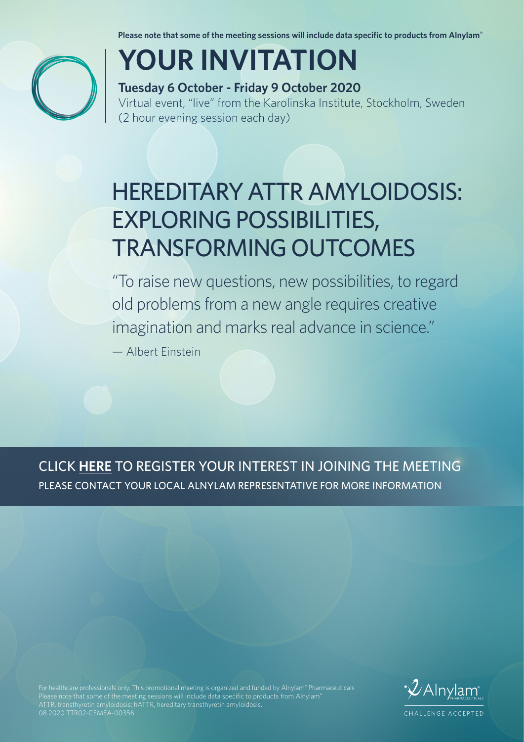**Please note that some of the meeting sessions will include data specific to products from Alnylam®**

# YOUR INVITATION

**Tuesday 6 October - Friday 9 October 2020**

Virtual event, "live" from the Karolinska Institute, Stockholm, Sweden
(2 hour evening session each day)

## HEREDITARY ATTR AMYLOIDOSIS: EXPLORING POSSIBILITIES, TRANSFORMING OUTCOMES

"To raise new questions, new possibilities, to regard old problems from a new angle requires creative imagination and marks real advance in science."

— Albert Einstein

CLICK **HERE** TO REGISTER YOUR INTEREST IN JOINING THE MEETING

PLEASE CONTACT YOUR LOCAL ALNYLAM REPRESENTATIVE FOR MORE INFORMATION

For healthcare professionals only. This promotional meeting is organized and funded by Alnylam® Pharmaceuticals
Please note that some of the meeting sessions will include data specific to products from Alnylam®
ATTR, transthyretin amyloidosis; hATTR, hereditary transthyretin amyloidosis.
08.2020 TTR02-CEMEA-00356

Alnylam® PHARMACEUTICALS

CHALLENGE ACCEPTED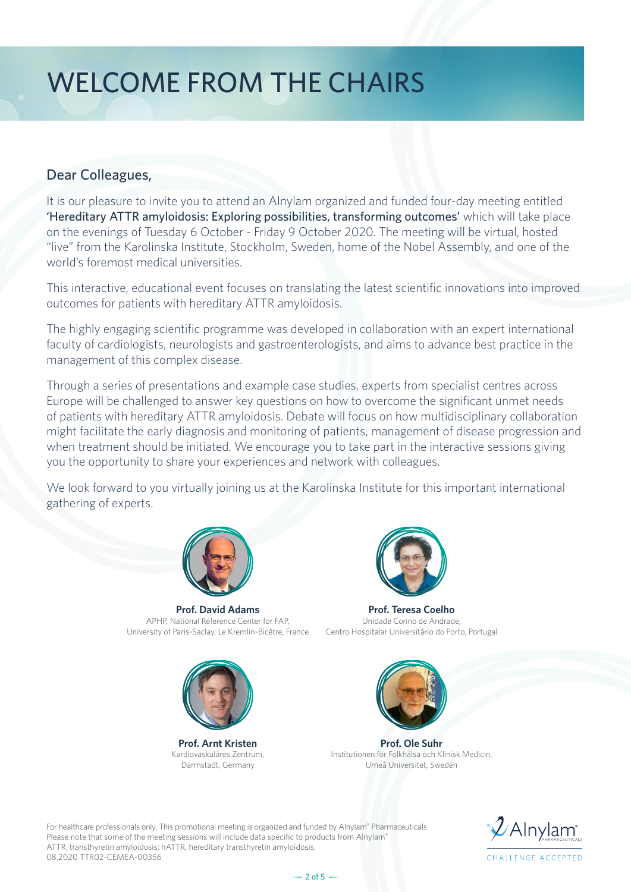# WELCOME FROM THE CHAIRS

## Dear Colleagues,

It is our pleasure to invite you to attend an Alnylam organized and funded four-day meeting entitled **'Hereditary ATTR amyloidosis: Exploring possibilities, transforming outcomes'** which will take place on the evenings of Tuesday 6 October - Friday 9 October 2020. The meeting will be virtual, hosted "live" from the Karolinska Institute, Stockholm, Sweden, home of the Nobel Assembly, and one of the world's foremost medical universities.

This interactive, educational event focuses on translating the latest scientific innovations into improved outcomes for patients with hereditary ATTR amyloidosis.

The highly engaging scientific programme was developed in collaboration with an expert international faculty of cardiologists, neurologists and gastroenterologists, and aims to advance best practice in the management of this complex disease.

Through a series of presentations and example case studies, experts from specialist centres across Europe will be challenged to answer key questions on how to overcome the significant unmet needs of patients with hereditary ATTR amyloidosis. Debate will focus on how multidisciplinary collaboration might facilitate the early diagnosis and monitoring of patients, management of disease progression and when treatment should be initiated. We encourage you to take part in the interactive sessions giving you the opportunity to share your experiences and network with colleagues.

We look forward to you virtually joining us at the Karolinska Institute for this important international gathering of experts.

**Prof. David Adams**
APHP, National Reference Center for FAP,
University of Paris-Saclay, Le Kremlin-Bicêtre, France

**Prof. Teresa Coelho**
Unidade Corino de Andrade,
Centro Hospitalar Universitário do Porto, Portugal

**Prof. Arnt Kristen**
Kardiovaskuläres Zentrum,
Darmstadt, Germany

**Prof. Ole Suhr**
Institutionen för Folkhälsa och Klinisk Medicin,
Umeå Universitet, Sweden

For healthcare professionals only. This promotional meeting is organized and funded by Alnylam® Pharmaceuticals
Please note that some of the meeting sessions will include data specific to products from Alnylam®
ATTR, transthyretin amyloidosis; hATTR, hereditary transthyretin amyloidosis.
08.2020 TTR02-CEMEA-00356

Alnylam PHARMACEUTICALS
CHALLENGE ACCEPTED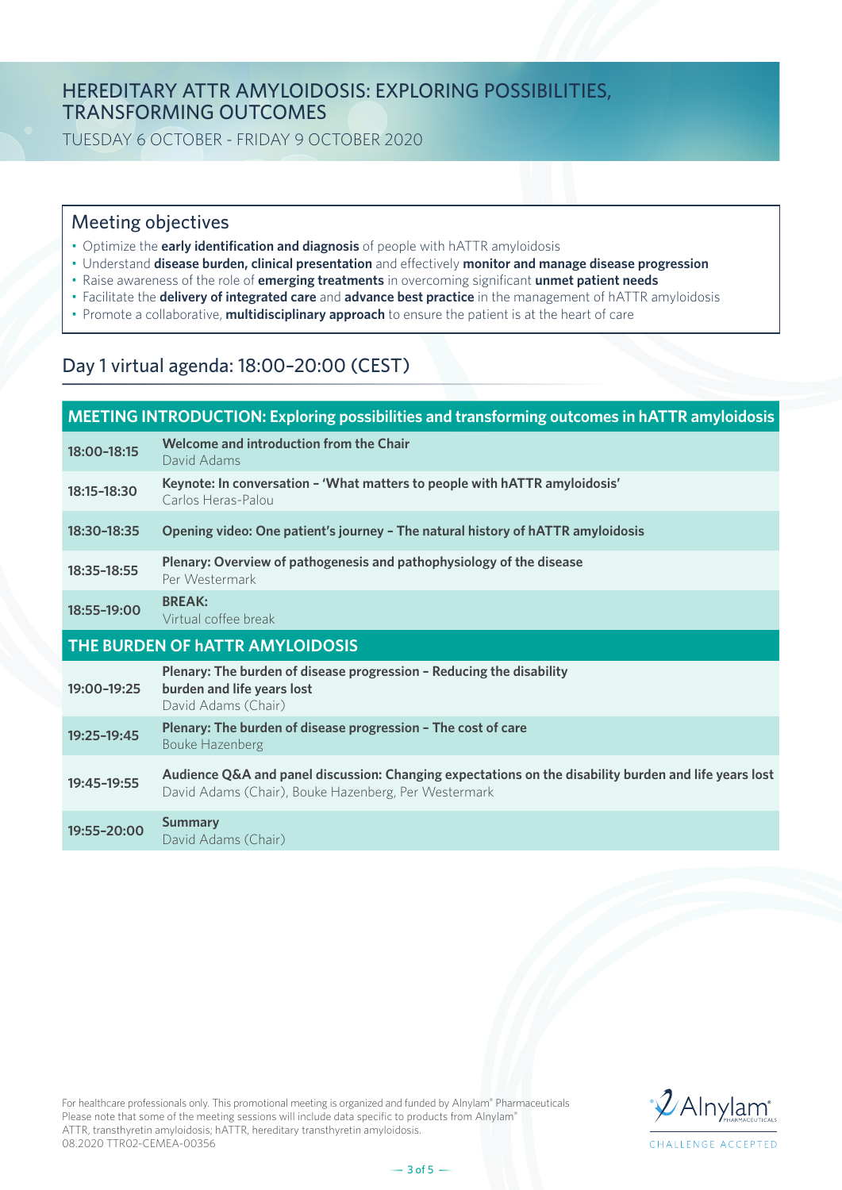# HEREDITARY ATTR AMYLOIDOSIS: EXPLORING POSSIBILITIES, TRANSFORMING OUTCOMES

TUESDAY 6 OCTOBER - FRIDAY 9 OCTOBER 2020

## Meeting objectives

- Optimize the **early identification and diagnosis** of people with hATTR amyloidosis
- Understand **disease burden, clinical presentation** and effectively **monitor and manage disease progression**
- Raise awareness of the role of **emerging treatments** in overcoming significant **unmet patient needs**
- Facilitate the **delivery of integrated care** and **advance best practice** in the management of hATTR amyloidosis
- Promote a collaborative, **multidisciplinary approach** to ensure the patient is at the heart of care

## Day 1 virtual agenda: 18:00–20:00 (CEST)

| Time | Session |
|---|---|
| **MEETING INTRODUCTION: Exploring possibilities and transforming outcomes in hATTR amyloidosis** | |
| 18:00–18:15 | **Welcome and introduction from the Chair**<br>David Adams |
| 18:15–18:30 | **Keynote: In conversation – 'What matters to people with hATTR amyloidosis'**<br>Carlos Heras-Palou |
| 18:30–18:35 | **Opening video: One patient's journey – The natural history of hATTR amyloidosis** |
| 18:35–18:55 | **Plenary: Overview of pathogenesis and pathophysiology of the disease**<br>Per Westermark |
| 18:55–19:00 | **BREAK:**<br>Virtual coffee break |
| **THE BURDEN OF hATTR AMYLOIDOSIS** | |
| 19:00–19:25 | **Plenary: The burden of disease progression – Reducing the disability burden and life years lost**<br>David Adams (Chair) |
| 19:25–19:45 | **Plenary: The burden of disease progression – The cost of care**<br>Bouke Hazenberg |
| 19:45–19:55 | **Audience Q&A and panel discussion: Changing expectations on the disability burden and life years lost**<br>David Adams (Chair), Bouke Hazenberg, Per Westermark |
| 19:55–20:00 | **Summary**<br>David Adams (Chair) |

For healthcare professionals only. This promotional meeting is organized and funded by Alnylam® Pharmaceuticals
Please note that some of the meeting sessions will include data specific to products from Alnylam®
ATTR, transthyretin amyloidosis; hATTR, hereditary transthyretin amyloidosis.
08.2020 TTR02-CEMEA-00356

Alnylam Pharmaceuticals
CHALLENGE ACCEPTED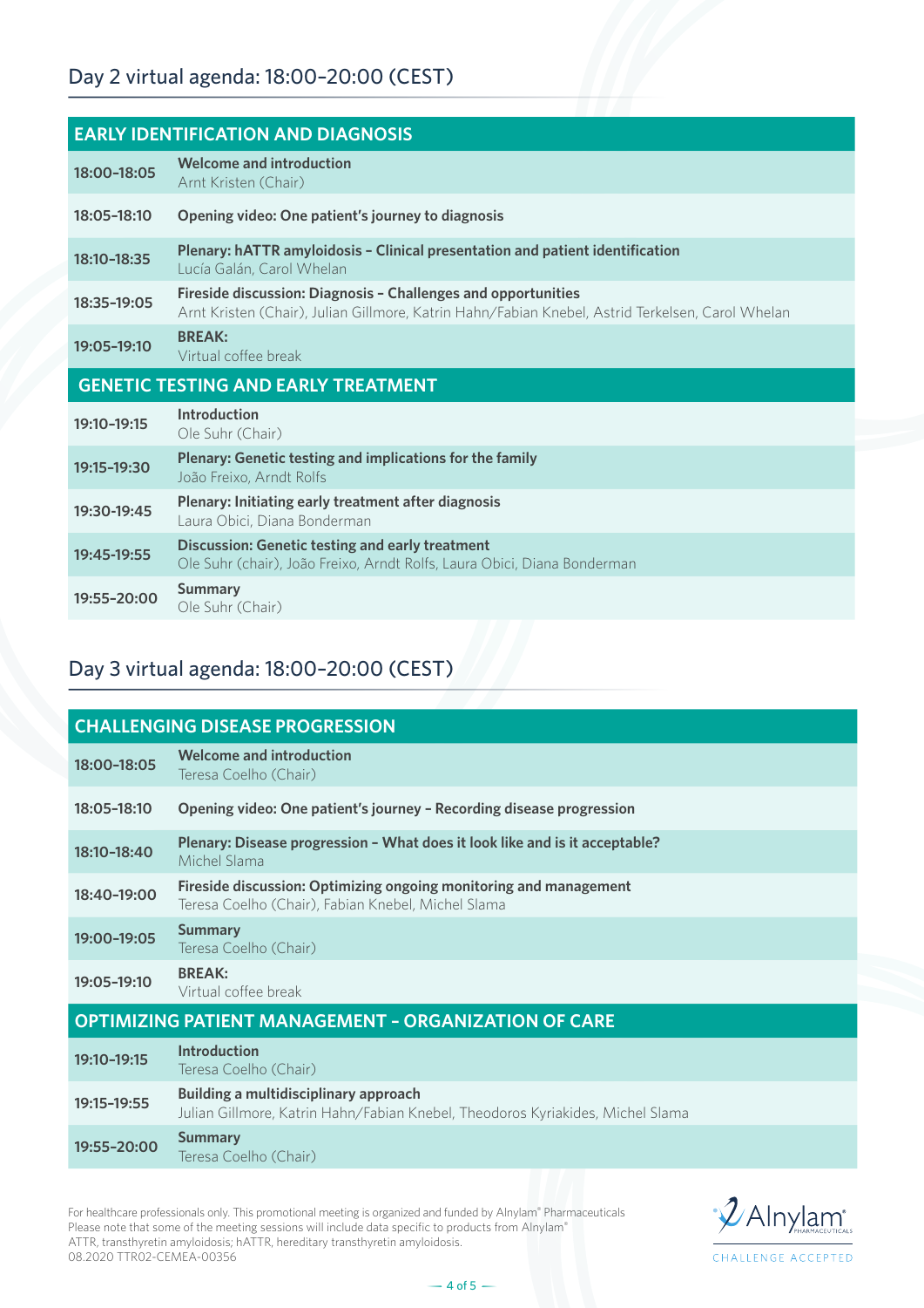## Day 2 virtual agenda: 18:00–20:00 (CEST)

| EARLY IDENTIFICATION AND DIAGNOSIS | |
|---|---|
| 18:00–18:05 | **Welcome and introduction**<br>Arnt Kristen (Chair) |
| 18:05–18:10 | **Opening video: One patient's journey to diagnosis** |
| 18:10–18:35 | **Plenary: hATTR amyloidosis – Clinical presentation and patient identification**<br>Lucía Galán, Carol Whelan |
| 18:35–19:05 | **Fireside discussion: Diagnosis – Challenges and opportunities**<br>Arnt Kristen (Chair), Julian Gillmore, Katrin Hahn/Fabian Knebel, Astrid Terkelsen, Carol Whelan |
| 19:05–19:10 | **BREAK:**<br>Virtual coffee break |
| **GENETIC TESTING AND EARLY TREATMENT** | |
| 19:10–19:15 | **Introduction**<br>Ole Suhr (Chair) |
| 19:15–19:30 | **Plenary: Genetic testing and implications for the family**<br>João Freixo, Arndt Rolfs |
| 19:30–19:45 | **Plenary: Initiating early treatment after diagnosis**<br>Laura Obici, Diana Bonderman |
| 19:45–19:55 | **Discussion: Genetic testing and early treatment**<br>Ole Suhr (chair), João Freixo, Arndt Rolfs, Laura Obici, Diana Bonderman |
| 19:55–20:00 | **Summary**<br>Ole Suhr (Chair) |

## Day 3 virtual agenda: 18:00–20:00 (CEST)

| CHALLENGING DISEASE PROGRESSION | |
|---|---|
| 18:00–18:05 | **Welcome and introduction**<br>Teresa Coelho (Chair) |
| 18:05–18:10 | **Opening video: One patient's journey – Recording disease progression** |
| 18:10–18:40 | **Plenary: Disease progression – What does it look like and is it acceptable?**<br>Michel Slama |
| 18:40–19:00 | **Fireside discussion: Optimizing ongoing monitoring and management**<br>Teresa Coelho (Chair), Fabian Knebel, Michel Slama |
| 19:00–19:05 | **Summary**<br>Teresa Coelho (Chair) |
| 19:05–19:10 | **BREAK:**<br>Virtual coffee break |
| **OPTIMIZING PATIENT MANAGEMENT – ORGANIZATION OF CARE** | |
| 19:10–19:15 | **Introduction**<br>Teresa Coelho (Chair) |
| 19:15–19:55 | **Building a multidisciplinary approach**<br>Julian Gillmore, Katrin Hahn/Fabian Knebel, Theodoros Kyriakides, Michel Slama |
| 19:55–20:00 | **Summary**<br>Teresa Coelho (Chair) |

For healthcare professionals only. This promotional meeting is organized and funded by Alnylam® Pharmaceuticals
Please note that some of the meeting sessions will include data specific to products from Alnylam®
ATTR, transthyretin amyloidosis; hATTR, hereditary transthyretin amyloidosis.
08.2020 TTR02-CEMEA-00356

Alnylam Pharmaceuticals
CHALLENGE ACCEPTED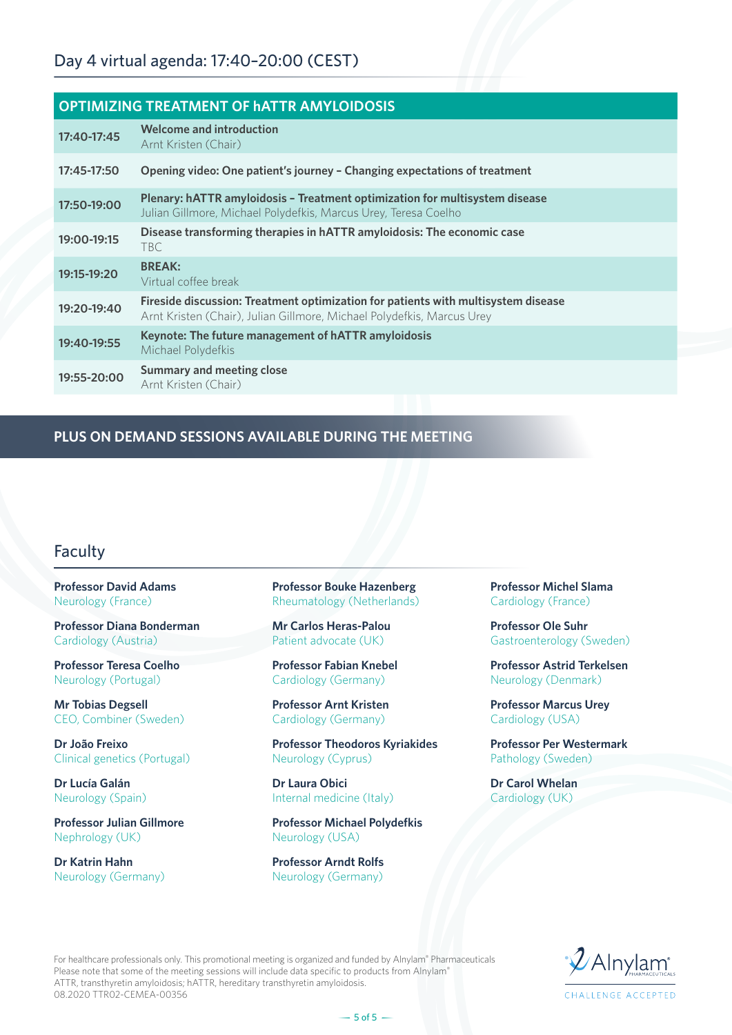## Day 4 virtual agenda: 17:40–20:00 (CEST)

| OPTIMIZING TREATMENT OF hATTR AMYLOIDOSIS | |
|---|---|
| 17:40-17:45 | **Welcome and introduction**<br>Arnt Kristen (Chair) |
| 17:45-17:50 | **Opening video: One patient's journey – Changing expectations of treatment** |
| 17:50-19:00 | **Plenary: hATTR amyloidosis – Treatment optimization for multisystem disease**<br>Julian Gillmore, Michael Polydefkis, Marcus Urey, Teresa Coelho |
| 19:00-19:15 | **Disease transforming therapies in hATTR amyloidosis: The economic case**<br>TBC |
| 19:15-19:20 | **BREAK:**<br>Virtual coffee break |
| 19:20-19:40 | **Fireside discussion: Treatment optimization for patients with multisystem disease**<br>Arnt Kristen (Chair), Julian Gillmore, Michael Polydefkis, Marcus Urey |
| 19:40-19:55 | **Keynote: The future management of hATTR amyloidosis**<br>Michael Polydefkis |
| 19:55-20:00 | **Summary and meeting close**<br>Arnt Kristen (Chair) |

**PLUS ON DEMAND SESSIONS AVAILABLE DURING THE MEETING**

## Faculty

**Professor David Adams**
Neurology (France)

**Professor Diana Bonderman**
Cardiology (Austria)

**Professor Teresa Coelho**
Neurology (Portugal)

**Mr Tobias Degsell**
CEO, Combiner (Sweden)

**Dr João Freixo**
Clinical genetics (Portugal)

**Dr Lucía Galán**
Neurology (Spain)

**Professor Julian Gillmore**
Nephrology (UK)

**Dr Katrin Hahn**
Neurology (Germany)

**Professor Bouke Hazenberg**
Rheumatology (Netherlands)

**Mr Carlos Heras-Palou**
Patient advocate (UK)

**Professor Fabian Knebel**
Cardiology (Germany)

**Professor Arnt Kristen**
Cardiology (Germany)

**Professor Theodoros Kyriakides**
Neurology (Cyprus)

**Dr Laura Obici**
Internal medicine (Italy)

**Professor Michael Polydefkis**
Neurology (USA)

**Professor Arndt Rolfs**
Neurology (Germany)

**Professor Michel Slama**
Cardiology (France)

**Professor Ole Suhr**
Gastroenterology (Sweden)

**Professor Astrid Terkelsen**
Neurology (Denmark)

**Professor Marcus Urey**
Cardiology (USA)

**Professor Per Westermark**
Pathology (Sweden)

**Dr Carol Whelan**
Cardiology (UK)

For healthcare professionals only. This promotional meeting is organized and funded by Alnylam® Pharmaceuticals
Please note that some of the meeting sessions will include data specific to products from Alnylam®
ATTR, transthyretin amyloidosis; hATTR, hereditary transthyretin amyloidosis.
08.2020 TTR02-CEMEA-00356

Alnylam® PHARMACEUTICALS
CHALLENGE ACCEPTED